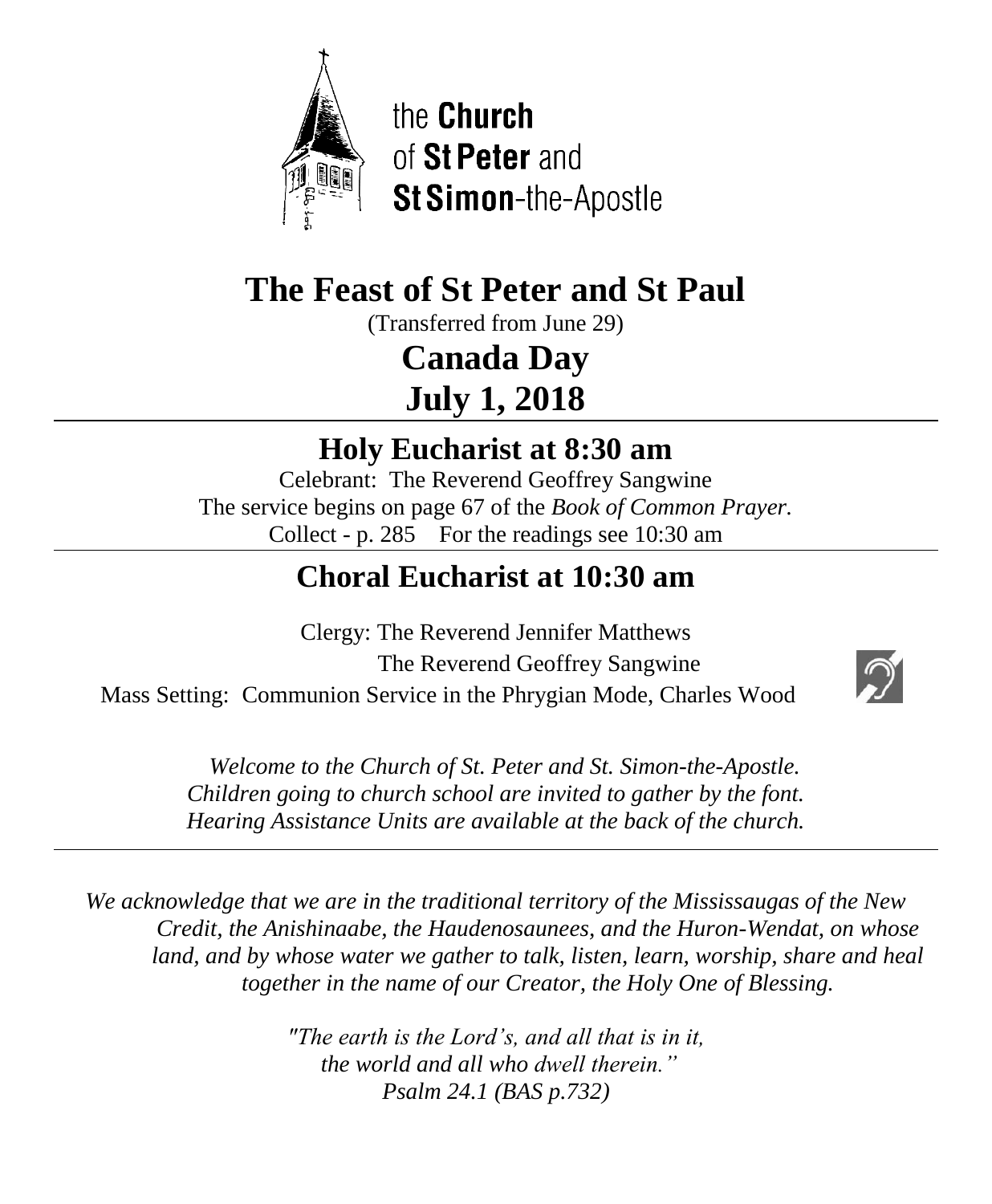the **Church** of **St Peter** and **St Simon**-the-Apostle

# The Feast of St Peter and St Paul

(Transferred from June 29)

## Canada Day
## July 1, 2018

---

## Holy Eucharist at 8:30 am

Celebrant: The Reverend Geoffrey Sangwine
The service begins on page 67 of the *Book of Common Prayer.*
Collect - p. 285 For the readings see 10:30 am

---

## Choral Eucharist at 10:30 am

Clergy: The Reverend Jennifer Matthews
The Reverend Geoffrey Sangwine
Mass Setting: Communion Service in the Phrygian Mode, Charles Wood

*Welcome to the Church of St. Peter and St. Simon-the-Apostle.*
*Children going to church school are invited to gather by the font.*
*Hearing Assistance Units are available at the back of the church.*

---

*We acknowledge that we are in the traditional territory of the Mississaugas of the New Credit, the Anishinaabe, the Haudenosaunees, and the Huron-Wendat, on whose land, and by whose water we gather to talk, listen, learn, worship, share and heal together in the name of our Creator, the Holy One of Blessing.*

*"The earth is the Lord's, and all that is in it,*
*the world and all who dwell therein."*
*Psalm 24.1 (BAS p.732)*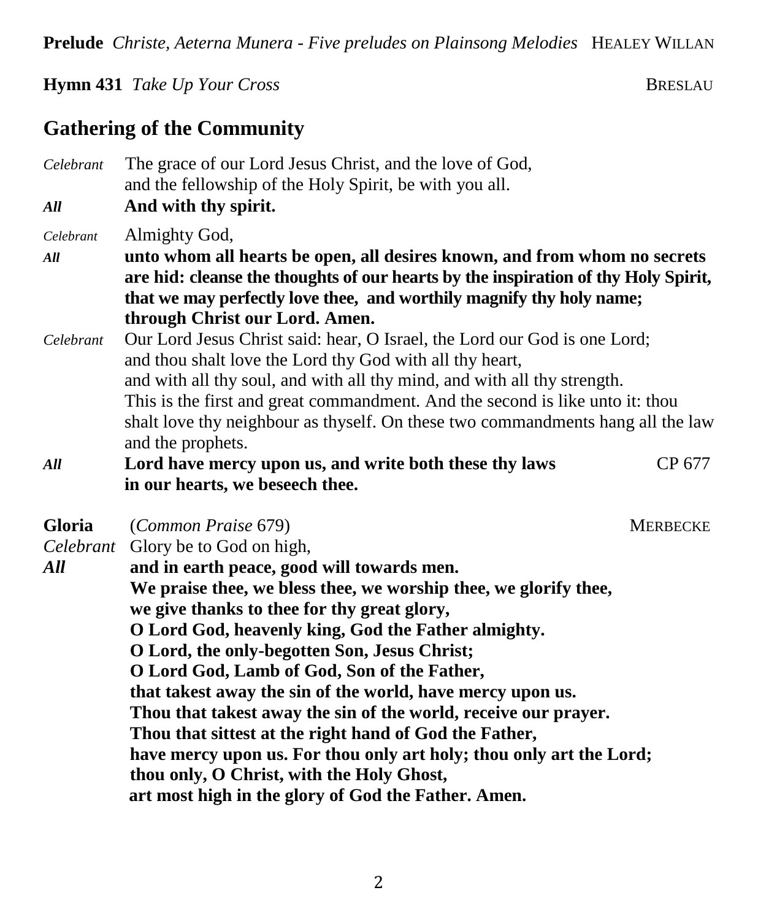**Prelude** *Christe, Aeterna Munera - Five preludes on Plainsong Melodies* HEALEY WILLAN

**Hymn 431** *Take Up Your Cross* BRESLAU

## Gathering of the Community

*Celebrant* The grace of our Lord Jesus Christ, and the love of God,
and the fellowship of the Holy Spirit, be with you all.

***All*** **And with thy spirit.**

*Celebrant* Almighty God,

***All*** **unto whom all hearts be open, all desires known, and from whom no secrets are hid: cleanse the thoughts of our hearts by the inspiration of thy Holy Spirit, that we may perfectly love thee, and worthily magnify thy holy name; through Christ our Lord. Amen.**

*Celebrant* Our Lord Jesus Christ said: hear, O Israel, the Lord our God is one Lord; and thou shalt love the Lord thy God with all thy heart, and with all thy soul, and with all thy mind, and with all thy strength. This is the first and great commandment. And the second is like unto it: thou shalt love thy neighbour as thyself. On these two commandments hang all the law and the prophets.

***All*** **Lord have mercy upon us, and write both these thy laws in our hearts, we beseech thee.** CP 677

**Gloria** (*Common Praise* 679) MERBECKE

*Celebrant* Glory be to God on high,

***All*** **and in earth peace, good will towards men.
We praise thee, we bless thee, we worship thee, we glorify thee,
we give thanks to thee for thy great glory,
O Lord God, heavenly king, God the Father almighty.
O Lord, the only-begotten Son, Jesus Christ;
O Lord God, Lamb of God, Son of the Father,
that takest away the sin of the world, have mercy upon us.
Thou that takest away the sin of the world, receive our prayer.
Thou that sittest at the right hand of God the Father,
have mercy upon us. For thou only art holy; thou only art the Lord;
thou only, O Christ, with the Holy Ghost,
art most high in the glory of God the Father. Amen.**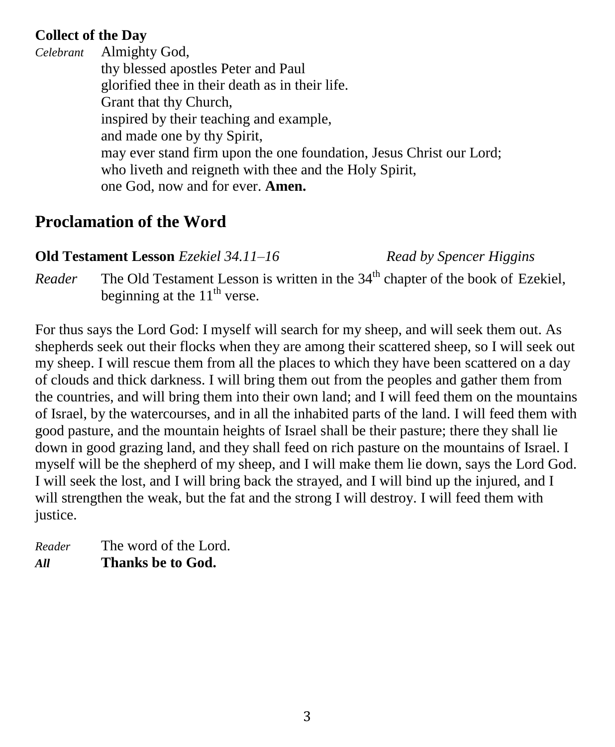**Collect of the Day**

*Celebrant* Almighty God,
thy blessed apostles Peter and Paul
glorified thee in their death as in their life.
Grant that thy Church,
inspired by their teaching and example,
and made one by thy Spirit,
may ever stand firm upon the one foundation, Jesus Christ our Lord;
who liveth and reigneth with thee and the Holy Spirit,
one God, now and for ever. **Amen.**

## Proclamation of the Word

**Old Testament Lesson** *Ezekiel 34.11–16* *Read by Spencer Higgins*

*Reader* The Old Testament Lesson is written in the 34th chapter of the book of Ezekiel, beginning at the 11th verse.

For thus says the Lord God: I myself will search for my sheep, and will seek them out. As shepherds seek out their flocks when they are among their scattered sheep, so I will seek out my sheep. I will rescue them from all the places to which they have been scattered on a day of clouds and thick darkness. I will bring them out from the peoples and gather them from the countries, and will bring them into their own land; and I will feed them on the mountains of Israel, by the watercourses, and in all the inhabited parts of the land. I will feed them with good pasture, and the mountain heights of Israel shall be their pasture; there they shall lie down in good grazing land, and they shall feed on rich pasture on the mountains of Israel. I myself will be the shepherd of my sheep, and I will make them lie down, says the Lord God. I will seek the lost, and I will bring back the strayed, and I will bind up the injured, and I will strengthen the weak, but the fat and the strong I will destroy. I will feed them with justice.

*Reader* The word of the Lord.
***All*** **Thanks be to God.**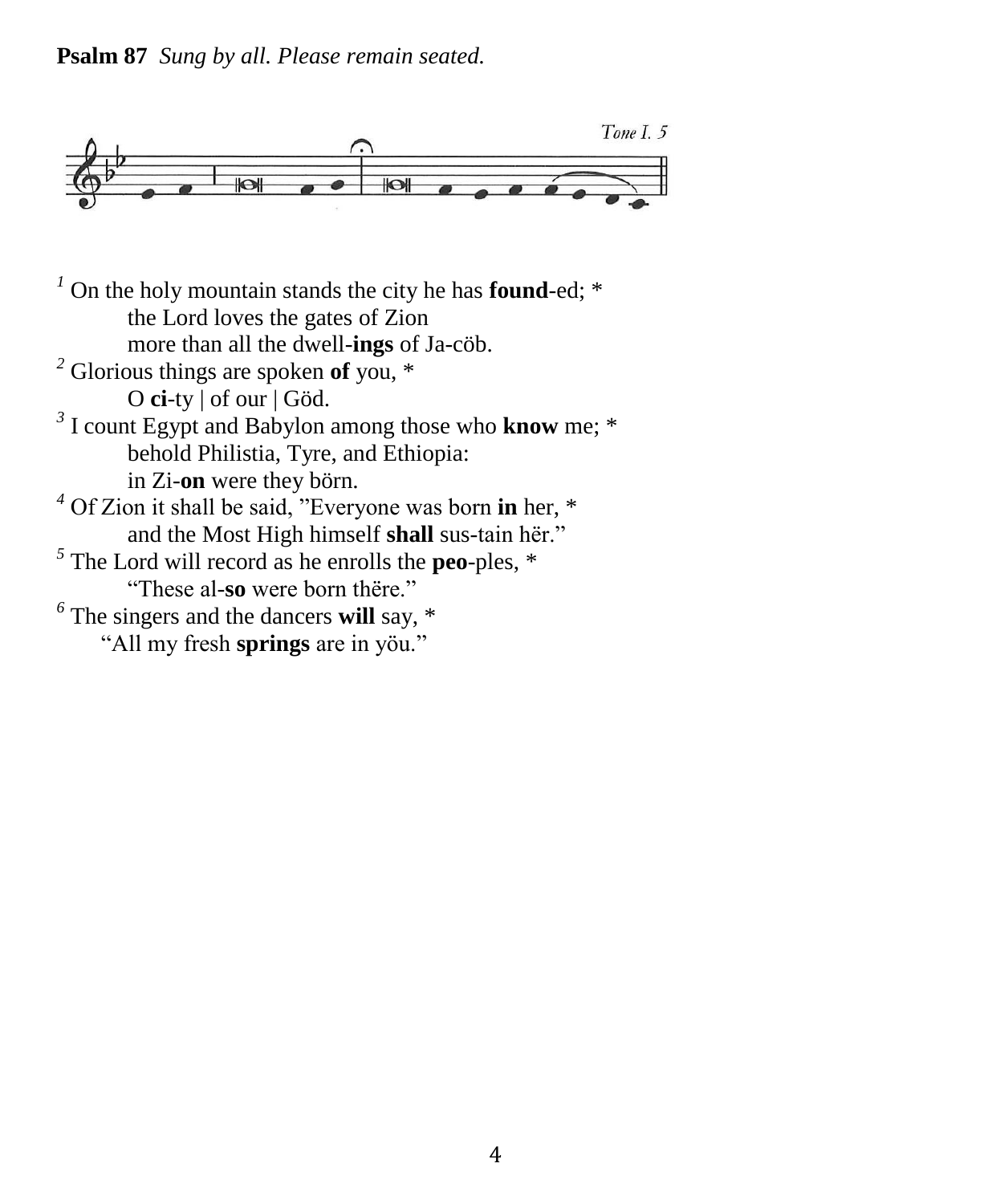**Psalm 87** *Sung by all. Please remain seated.*

Tone I. 5

[1] On the holy mountain stands the city he has **found**-ed; *
    the Lord loves the gates of Zion
    more than all the dwell-**ings** of Ja-cöb.
[2] Glorious things are spoken **of** you, *
    O **ci**-ty | of our | Göd.
[3] I count Egypt and Babylon among those who **know** me; *
    behold Philistia, Tyre, and Ethiopia:
    in Zi-**on** were they börn.
[4] Of Zion it shall be said, "Everyone was born **in** her, *
    and the Most High himself **shall** sus-tain hër."
[5] The Lord will record as he enrolls the **peo**-ples, *
    "These al-**so** were born thëre."
[6] The singers and the dancers **will** say, *
    "All my fresh **springs** are in yöu."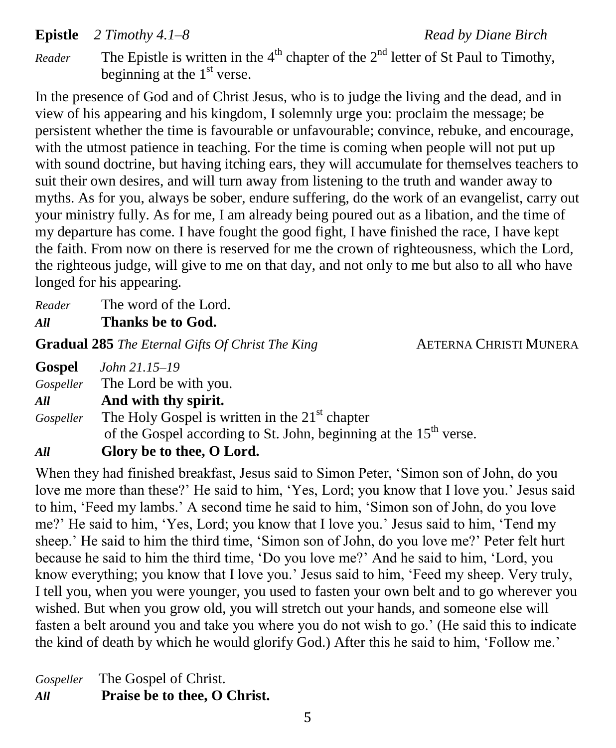**Epistle** *2 Timothy 4.1–8* *Read by Diane Birch*

*Reader* The Epistle is written in the 4th chapter of the 2nd letter of St Paul to Timothy, beginning at the 1st verse.

In the presence of God and of Christ Jesus, who is to judge the living and the dead, and in view of his appearing and his kingdom, I solemnly urge you: proclaim the message; be persistent whether the time is favourable or unfavourable; convince, rebuke, and encourage, with the utmost patience in teaching. For the time is coming when people will not put up with sound doctrine, but having itching ears, they will accumulate for themselves teachers to suit their own desires, and will turn away from listening to the truth and wander away to myths. As for you, always be sober, endure suffering, do the work of an evangelist, carry out your ministry fully. As for me, I am already being poured out as a libation, and the time of my departure has come. I have fought the good fight, I have finished the race, I have kept the faith. From now on there is reserved for me the crown of righteousness, which the Lord, the righteous judge, will give to me on that day, and not only to me but also to all who have longed for his appearing.

*Reader* The word of the Lord.
***All*** **Thanks be to God.**

**Gradual 285** *The Eternal Gifts Of Christ The King* AETERNA CHRISTI MUNERA

**Gospel** *John 21.15–19*
*Gospeller* The Lord be with you.
***All*** **And with thy spirit.**
*Gospeller* The Holy Gospel is written in the 21st chapter of the Gospel according to St. John, beginning at the 15th verse.
***All*** **Glory be to thee, O Lord.**

When they had finished breakfast, Jesus said to Simon Peter, 'Simon son of John, do you love me more than these?' He said to him, 'Yes, Lord; you know that I love you.' Jesus said to him, 'Feed my lambs.' A second time he said to him, 'Simon son of John, do you love me?' He said to him, 'Yes, Lord; you know that I love you.' Jesus said to him, 'Tend my sheep.' He said to him the third time, 'Simon son of John, do you love me?' Peter felt hurt because he said to him the third time, 'Do you love me?' And he said to him, 'Lord, you know everything; you know that I love you.' Jesus said to him, 'Feed my sheep. Very truly, I tell you, when you were younger, you used to fasten your own belt and to go wherever you wished. But when you grow old, you will stretch out your hands, and someone else will fasten a belt around you and take you where you do not wish to go.' (He said this to indicate the kind of death by which he would glorify God.) After this he said to him, 'Follow me.'

*Gospeller* The Gospel of Christ.
***All*** **Praise be to thee, O Christ.**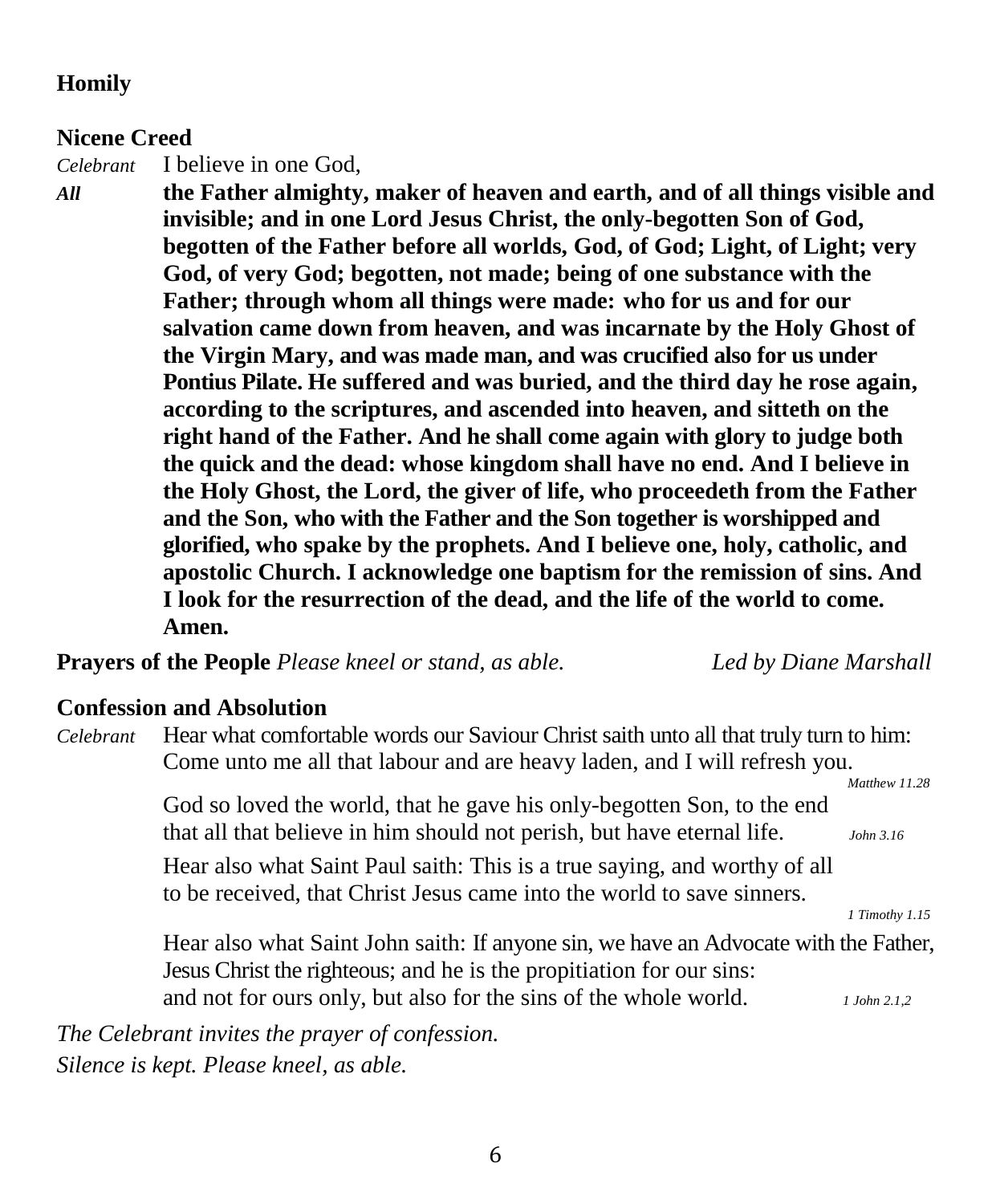**Homily**

**Nicene Creed**

*Celebrant* I believe in one God,

***All*** **the Father almighty, maker of heaven and earth, and of all things visible and invisible; and in one Lord Jesus Christ, the only-begotten Son of God, begotten of the Father before all worlds, God, of God; Light, of Light; very God, of very God; begotten, not made; being of one substance with the Father; through whom all things were made: who for us and for our salvation came down from heaven, and was incarnate by the Holy Ghost of the Virgin Mary, and was made man, and was crucified also for us under Pontius Pilate. He suffered and was buried, and the third day he rose again, according to the scriptures, and ascended into heaven, and sitteth on the right hand of the Father. And he shall come again with glory to judge both the quick and the dead: whose kingdom shall have no end. And I believe in the Holy Ghost, the Lord, the giver of life, who proceedeth from the Father and the Son, who with the Father and the Son together is worshipped and glorified, who spake by the prophets. And I believe one, holy, catholic, and apostolic Church. I acknowledge one baptism for the remission of sins. And I look for the resurrection of the dead, and the life of the world to come. Amen.**

**Prayers of the People** *Please kneel or stand, as able.* *Led by Diane Marshall*

**Confession and Absolution**

*Celebrant* Hear what comfortable words our Saviour Christ saith unto all that truly turn to him: Come unto me all that labour and are heavy laden, and I will refresh you. *Matthew 11.28*

God so loved the world, that he gave his only-begotten Son, to the end that all that believe in him should not perish, but have eternal life. *John 3.16*

Hear also what Saint Paul saith: This is a true saying, and worthy of all to be received, that Christ Jesus came into the world to save sinners. *1 Timothy 1.15*

Hear also what Saint John saith: If anyone sin, we have an Advocate with the Father, Jesus Christ the righteous; and he is the propitiation for our sins: and not for ours only, but also for the sins of the whole world. *1 John 2.1,2*

*The Celebrant invites the prayer of confession.*

*Silence is kept. Please kneel, as able.*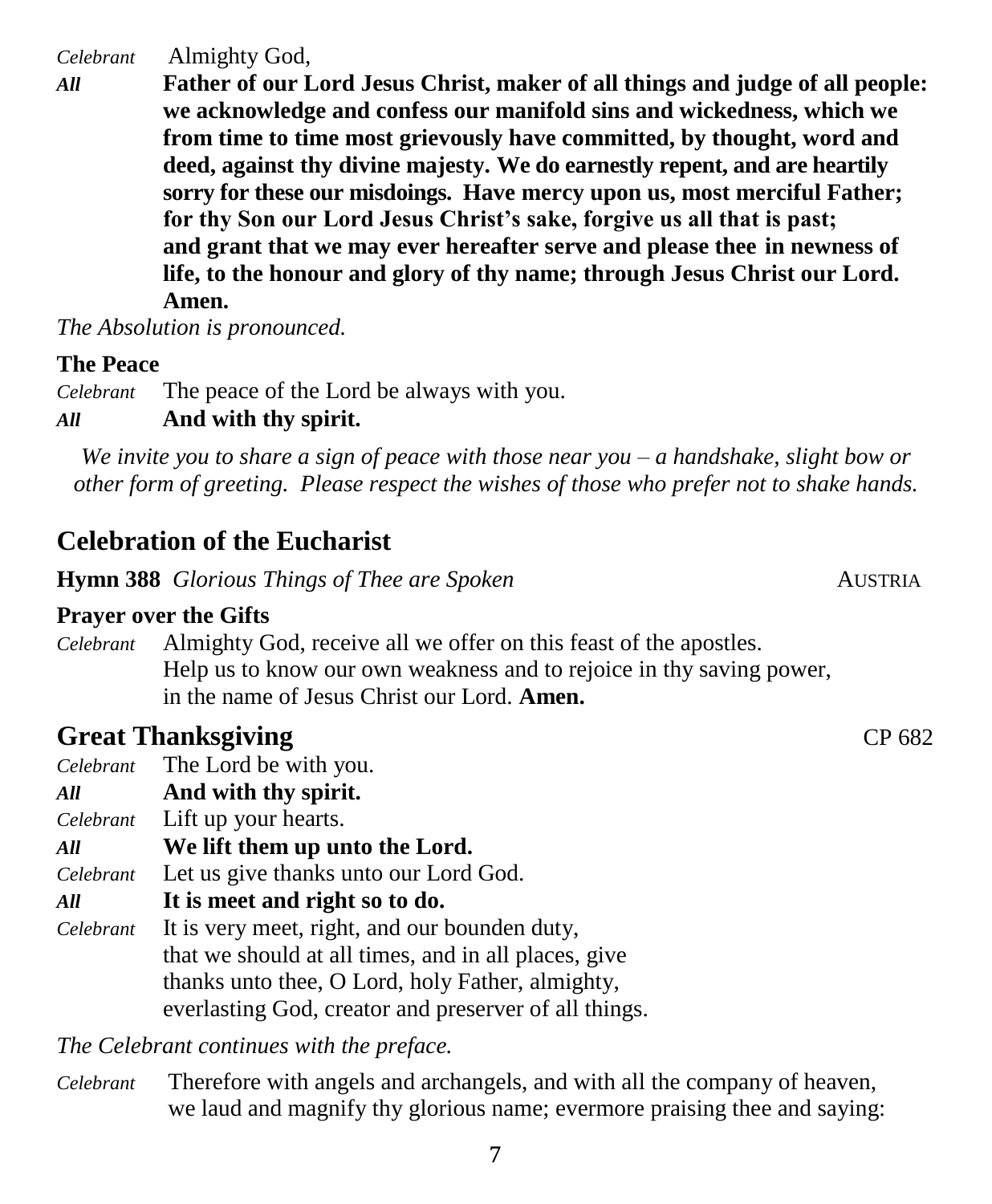*Celebrant* Almighty God,

***All*** **Father of our Lord Jesus Christ, maker of all things and judge of all people: we acknowledge and confess our manifold sins and wickedness, which we from time to time most grievously have committed, by thought, word and deed, against thy divine majesty. We do earnestly repent, and are heartily sorry for these our misdoings. Have mercy upon us, most merciful Father; for thy Son our Lord Jesus Christ's sake, forgive us all that is past; and grant that we may ever hereafter serve and please thee in newness of life, to the honour and glory of thy name; through Jesus Christ our Lord. Amen.**

*The Absolution is pronounced.*

**The Peace**

*Celebrant* The peace of the Lord be always with you.

***All*** **And with thy spirit.**

*We invite you to share a sign of peace with those near you – a handshake, slight bow or other form of greeting. Please respect the wishes of those who prefer not to shake hands.*

## Celebration of the Eucharist

**Hymn 388** *Glorious Things of Thee are Spoken* AUSTRIA

**Prayer over the Gifts**

*Celebrant* Almighty God, receive all we offer on this feast of the apostles. Help us to know our own weakness and to rejoice in thy saving power, in the name of Jesus Christ our Lord. **Amen.**

## Great Thanksgiving CP 682

*Celebrant* The Lord be with you.

***All*** **And with thy spirit.**

*Celebrant* Lift up your hearts.

***All*** **We lift them up unto the Lord.**

*Celebrant* Let us give thanks unto our Lord God.

***All*** **It is meet and right so to do.**

*Celebrant* It is very meet, right, and our bounden duty, that we should at all times, and in all places, give thanks unto thee, O Lord, holy Father, almighty, everlasting God, creator and preserver of all things.

*The Celebrant continues with the preface.*

*Celebrant* Therefore with angels and archangels, and with all the company of heaven, we laud and magnify thy glorious name; evermore praising thee and saying: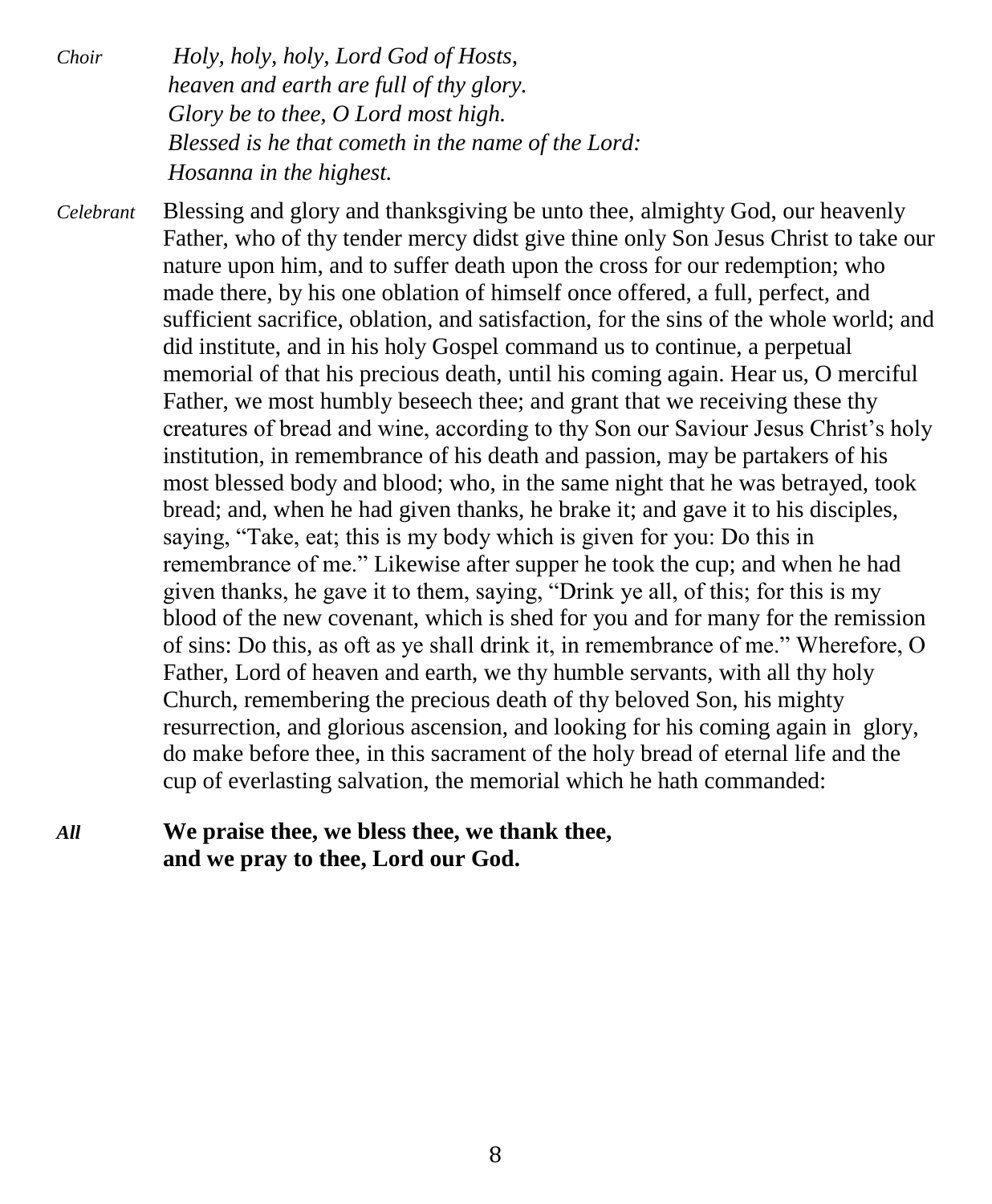*Choir* *Holy, holy, holy, Lord God of Hosts,*
*heaven and earth are full of thy glory.*
*Glory be to thee, O Lord most high.*
*Blessed is he that cometh in the name of the Lord:*
*Hosanna in the highest.*

*Celebrant* Blessing and glory and thanksgiving be unto thee, almighty God, our heavenly Father, who of thy tender mercy didst give thine only Son Jesus Christ to take our nature upon him, and to suffer death upon the cross for our redemption; who made there, by his one oblation of himself once offered, a full, perfect, and sufficient sacrifice, oblation, and satisfaction, for the sins of the whole world; and did institute, and in his holy Gospel command us to continue, a perpetual memorial of that his precious death, until his coming again. Hear us, O merciful Father, we most humbly beseech thee; and grant that we receiving these thy creatures of bread and wine, according to thy Son our Saviour Jesus Christ's holy institution, in remembrance of his death and passion, may be partakers of his most blessed body and blood; who, in the same night that he was betrayed, took bread; and, when he had given thanks, he brake it; and gave it to his disciples, saying, "Take, eat; this is my body which is given for you: Do this in remembrance of me." Likewise after supper he took the cup; and when he had given thanks, he gave it to them, saying, "Drink ye all, of this; for this is my blood of the new covenant, which is shed for you and for many for the remission of sins: Do this, as oft as ye shall drink it, in remembrance of me." Wherefore, O Father, Lord of heaven and earth, we thy humble servants, with all thy holy Church, remembering the precious death of thy beloved Son, his mighty resurrection, and glorious ascension, and looking for his coming again in glory, do make before thee, in this sacrament of the holy bread of eternal life and the cup of everlasting salvation, the memorial which he hath commanded:

***All*** **We praise thee, we bless thee, we thank thee,**
**and we pray to thee, Lord our God.**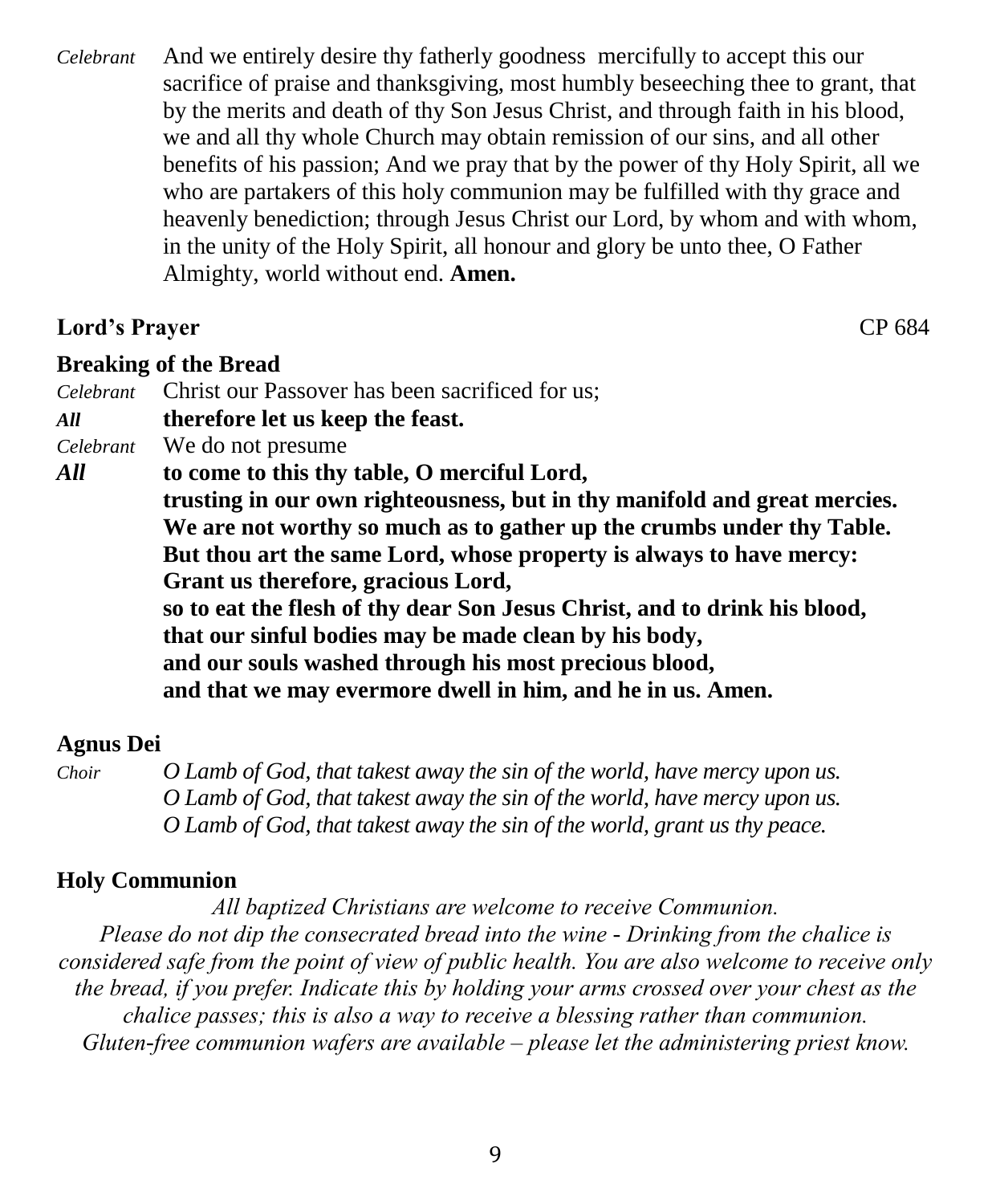*Celebrant* And we entirely desire thy fatherly goodness mercifully to accept this our sacrifice of praise and thanksgiving, most humbly beseeching thee to grant, that by the merits and death of thy Son Jesus Christ, and through faith in his blood, we and all thy whole Church may obtain remission of our sins, and all other benefits of his passion; And we pray that by the power of thy Holy Spirit, all we who are partakers of this holy communion may be fulfilled with thy grace and heavenly benediction; through Jesus Christ our Lord, by whom and with whom, in the unity of the Holy Spirit, all honour and glory be unto thee, O Father Almighty, world without end. **Amen.**

**Lord's Prayer** CP 684

**Breaking of the Bread**

*Celebrant* Christ our Passover has been sacrificed for us;

***All*** **therefore let us keep the feast.**

*Celebrant* We do not presume

***All*** **to come to this thy table, O merciful Lord,**
**trusting in our own righteousness, but in thy manifold and great mercies.**
**We are not worthy so much as to gather up the crumbs under thy Table.**
**But thou art the same Lord, whose property is always to have mercy:**
**Grant us therefore, gracious Lord,**
**so to eat the flesh of thy dear Son Jesus Christ, and to drink his blood,**
**that our sinful bodies may be made clean by his body,**
**and our souls washed through his most precious blood,**
**and that we may evermore dwell in him, and he in us. Amen.**

**Agnus Dei**

*Choir* *O Lamb of God, that takest away the sin of the world, have mercy upon us.*
*O Lamb of God, that takest away the sin of the world, have mercy upon us.*
*O Lamb of God, that takest away the sin of the world, grant us thy peace.*

**Holy Communion**

*All baptized Christians are welcome to receive Communion.*
*Please do not dip the consecrated bread into the wine - Drinking from the chalice is considered safe from the point of view of public health. You are also welcome to receive only the bread, if you prefer. Indicate this by holding your arms crossed over your chest as the chalice passes; this is also a way to receive a blessing rather than communion.*
*Gluten-free communion wafers are available – please let the administering priest know.*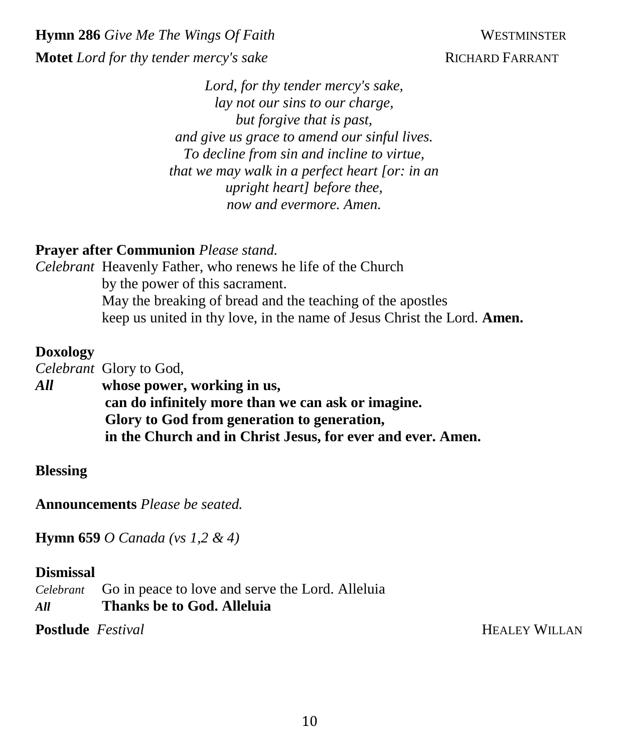**Hymn 286** *Give Me The Wings Of Faith* WESTMINSTER

**Motet** *Lord for thy tender mercy's sake* RICHARD FARRANT

*Lord, for thy tender mercy's sake,*
*lay not our sins to our charge,*
*but forgive that is past,*
*and give us grace to amend our sinful lives.*
*To decline from sin and incline to virtue,*
*that we may walk in a perfect heart [or: in an upright heart] before thee,*
*now and evermore. Amen.*

**Prayer after Communion** *Please stand.*

*Celebrant* Heavenly Father, who renews he life of the Church
by the power of this sacrament.
May the breaking of bread and the teaching of the apostles
keep us united in thy love, in the name of Jesus Christ the Lord. **Amen.**

**Doxology**

*Celebrant* Glory to God,

***All*** **whose power, working in us,**
**can do infinitely more than we can ask or imagine.**
**Glory to God from generation to generation,**
**in the Church and in Christ Jesus, for ever and ever. Amen.**

**Blessing**

**Announcements** *Please be seated.*

**Hymn 659** *O Canada (vs 1,2 & 4)*

**Dismissal**

*Celebrant* Go in peace to love and serve the Lord. Alleluia

***All*** **Thanks be to God. Alleluia**

**Postlude** *Festival* HEALEY WILLAN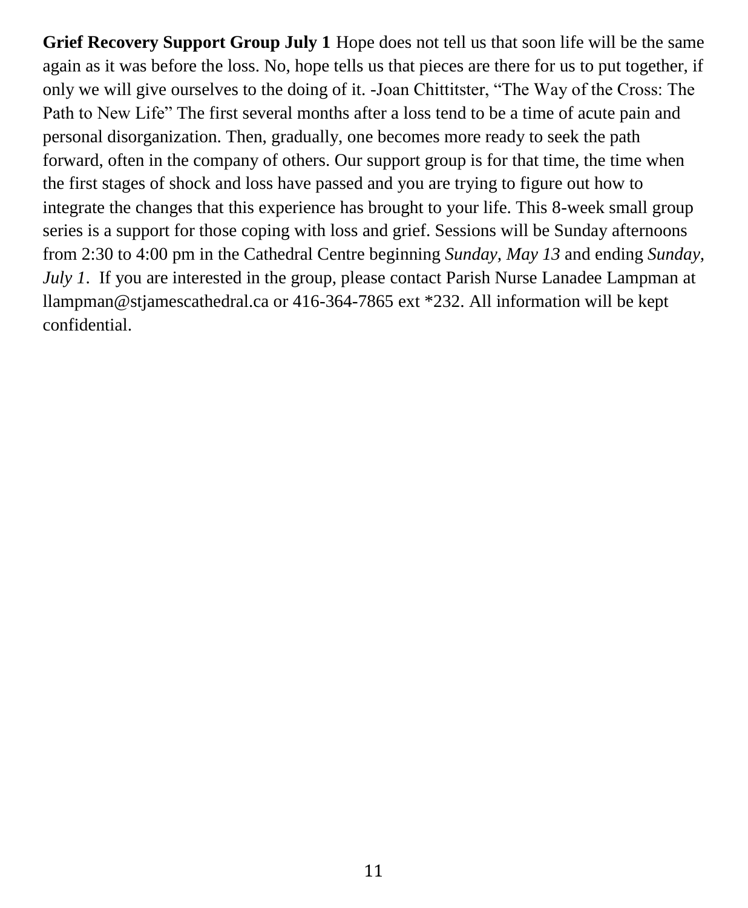**Grief Recovery Support Group July 1** Hope does not tell us that soon life will be the same again as it was before the loss. No, hope tells us that pieces are there for us to put together, if only we will give ourselves to the doing of it. -Joan Chittitster, "The Way of the Cross: The Path to New Life" The first several months after a loss tend to be a time of acute pain and personal disorganization. Then, gradually, one becomes more ready to seek the path forward, often in the company of others. Our support group is for that time, the time when the first stages of shock and loss have passed and you are trying to figure out how to integrate the changes that this experience has brought to your life. This 8-week small group series is a support for those coping with loss and grief. Sessions will be Sunday afternoons from 2:30 to 4:00 pm in the Cathedral Centre beginning *Sunday, May 13* and ending *Sunday, July 1*. If you are interested in the group, please contact Parish Nurse Lanadee Lampman at llampman@stjamescathedral.ca or 416-364-7865 ext *232. All information will be kept confidential.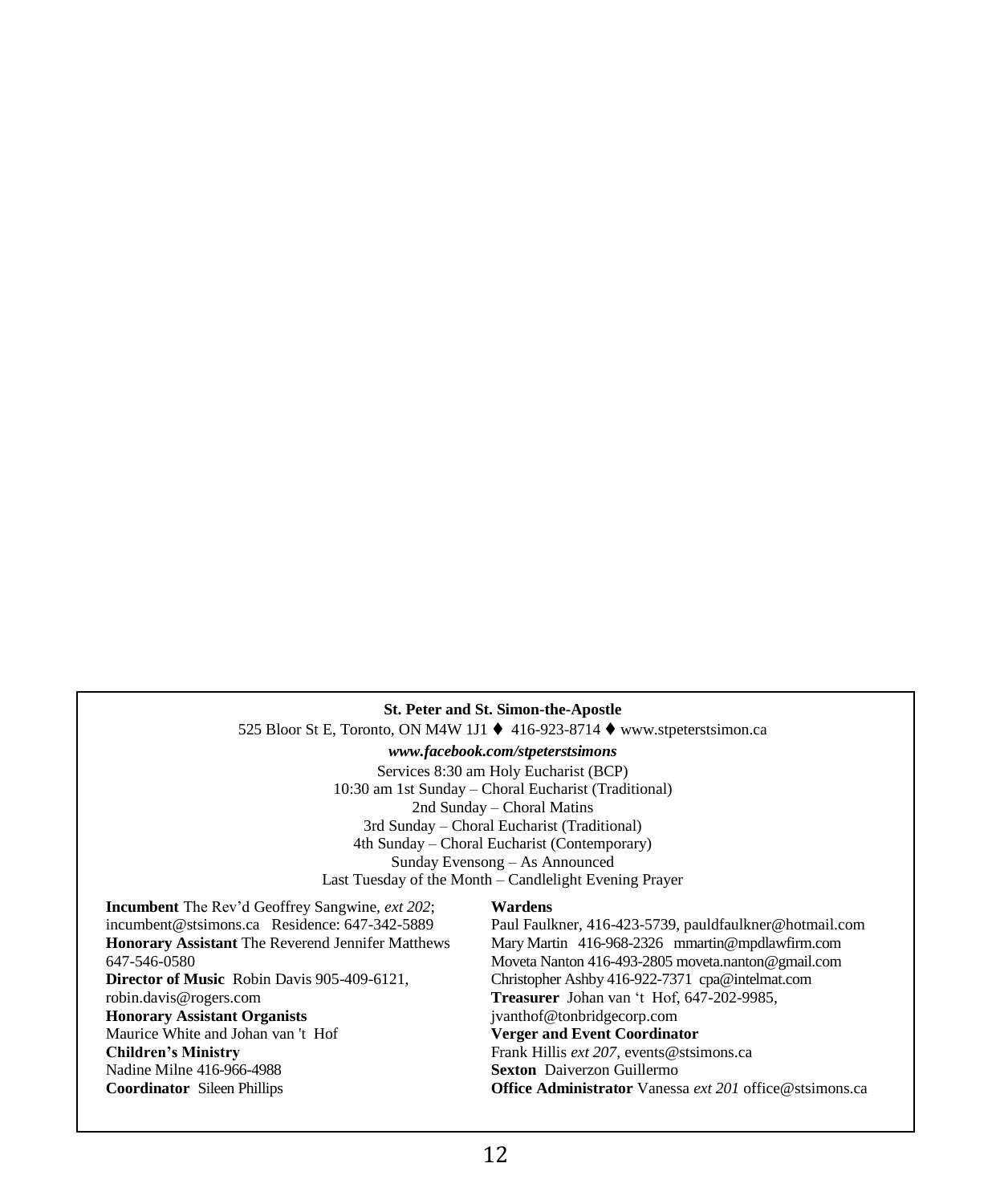**St. Peter and St. Simon-the-Apostle**

525 Bloor St E, Toronto, ON M4W 1J1 ♦ 416-923-8714 ♦ www.stpeterstsimon.ca

***www.facebook.com/stpeterstsimons***

Services 8:30 am Holy Eucharist (BCP)
10:30 am 1st Sunday – Choral Eucharist (Traditional)
2nd Sunday – Choral Matins
3rd Sunday – Choral Eucharist (Traditional)
4th Sunday – Choral Eucharist (Contemporary)
Sunday Evensong – As Announced
Last Tuesday of the Month – Candlelight Evening Prayer

**Incumbent** The Rev'd Geoffrey Sangwine, *ext 202*; incumbent@stsimons.ca Residence: 647-342-5889
**Honorary Assistant** The Reverend Jennifer Matthews 647-546-0580
**Director of Music** Robin Davis 905-409-6121, robin.davis@rogers.com
**Honorary Assistant Organists**
Maurice White and Johan van 't Hof
**Children's Ministry**
Nadine Milne 416-966-4988
**Coordinator** Sileen Phillips

**Wardens**
Paul Faulkner, 416-423-5739, pauldfaulkner@hotmail.com
Mary Martin 416-968-2326 mmartin@mpdlawfirm.com
Moveta Nanton 416-493-2805 moveta.nanton@gmail.com
Christopher Ashby 416-922-7371 cpa@intelmat.com
**Treasurer** Johan van 't Hof, 647-202-9985, jvanthof@tonbridgecorp.com
**Verger and Event Coordinator**
Frank Hillis *ext 207*, events@stsimons.ca
**Sexton** Daiverzon Guillermo
**Office Administrator** Vanessa *ext 201* office@stsimons.ca